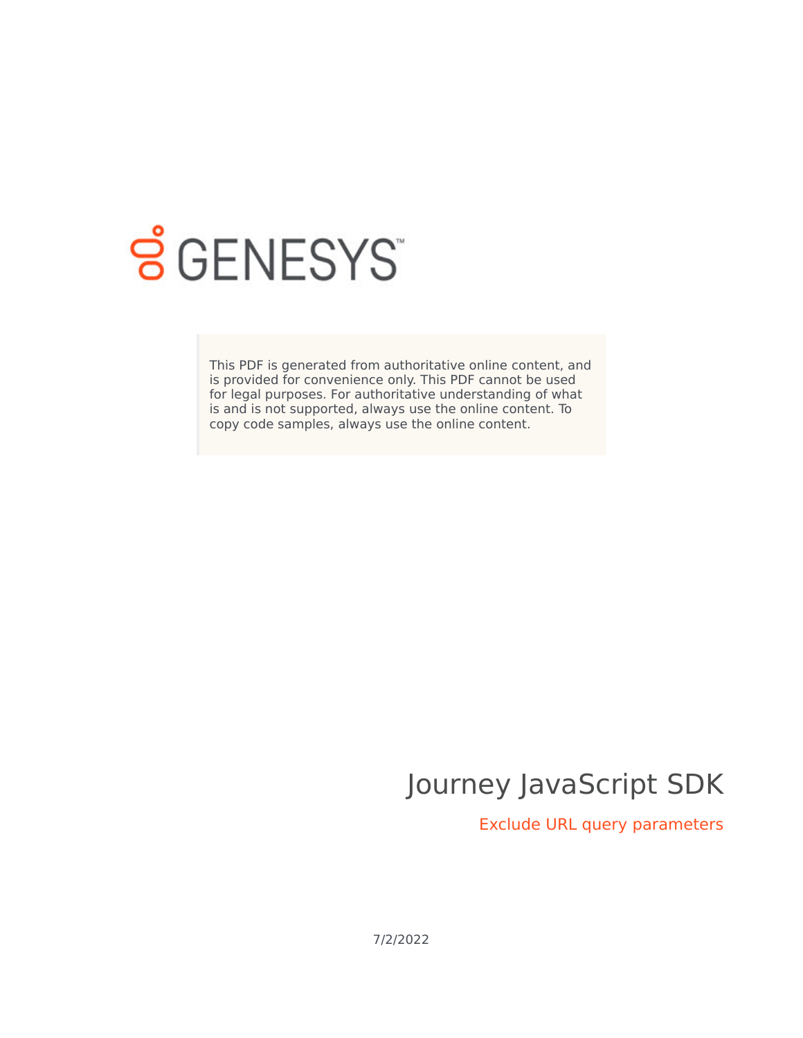This PDF is generated from authoritative online content, and is provided for convenience only. This PDF cannot be used for legal purposes. For authoritative understanding of what is and is not supported, always use the online content. To copy code samples, always use the online content.

# Journey JavaScript SDK

## Exclude URL query parameters

7/2/2022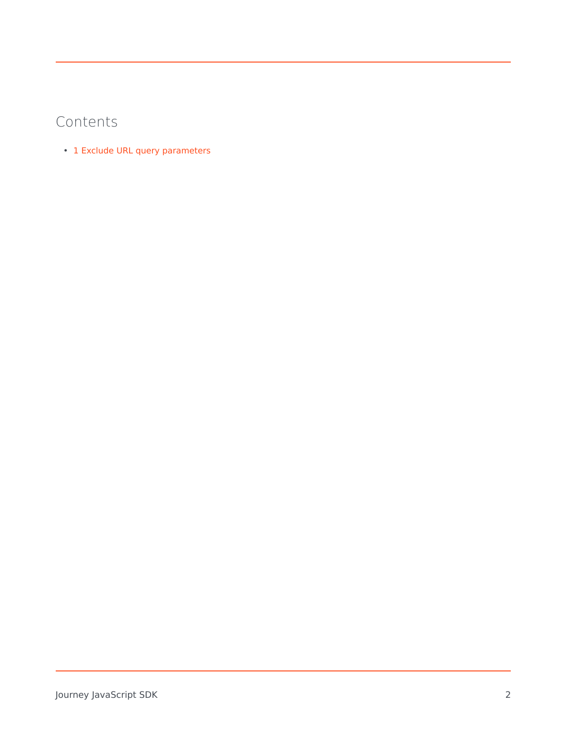## Contents

- 1 Exclude URL query parameters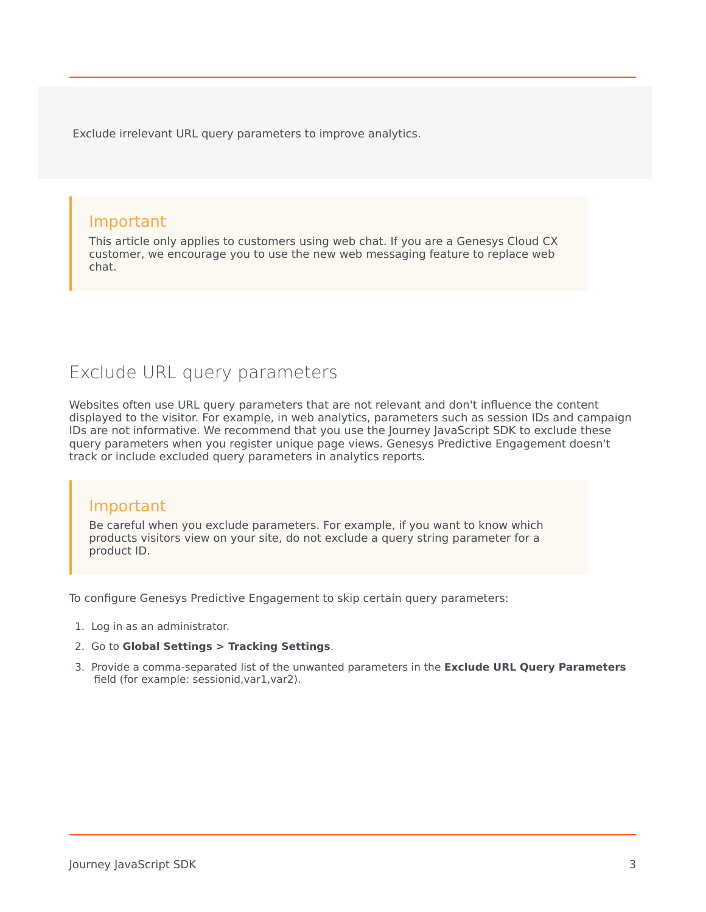Exclude irrelevant URL query parameters to improve analytics.

> **Important**
> This article only applies to customers using web chat. If you are a Genesys Cloud CX customer, we encourage you to use the new web messaging feature to replace web chat.

## Exclude URL query parameters

Websites often use URL query parameters that are not relevant and don't influence the content displayed to the visitor. For example, in web analytics, parameters such as session IDs and campaign IDs are not informative. We recommend that you use the Journey JavaScript SDK to exclude these query parameters when you register unique page views. Genesys Predictive Engagement doesn't track or include excluded query parameters in analytics reports.

> **Important**
> Be careful when you exclude parameters. For example, if you want to know which products visitors view on your site, do not exclude a query string parameter for a product ID.

To configure Genesys Predictive Engagement to skip certain query parameters:

1. Log in as an administrator.
2. Go to **Global Settings > Tracking Settings**.
3. Provide a comma-separated list of the unwanted parameters in the **Exclude URL Query Parameters** field (for example: sessionid,var1,var2).